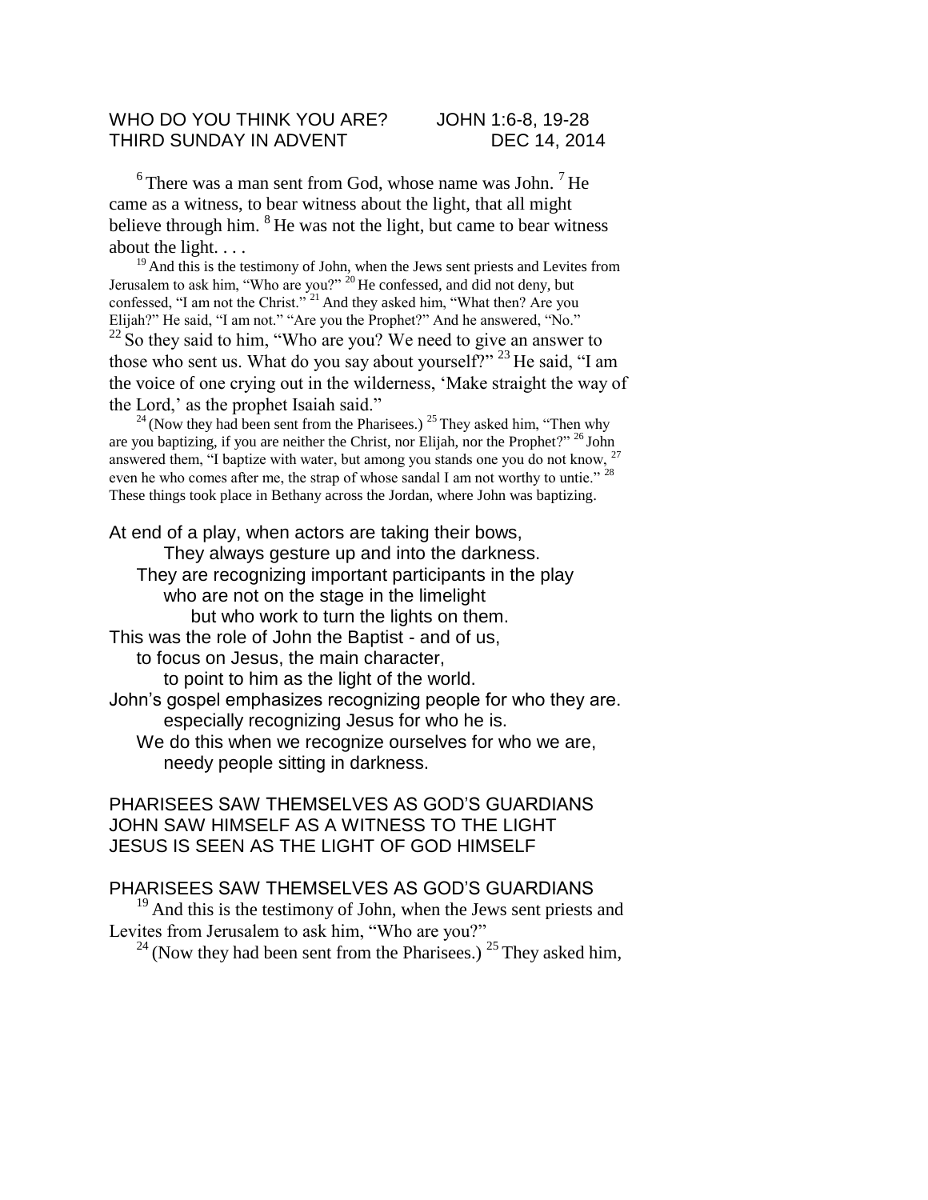WHO DO YOU THINK YOU ARE? JOHN 1:6-8, 19-28
THIRD SUNDAY IN ADVENT DEC 14, 2014

[6] There was a man sent from God, whose name was John. [7] He came as a witness, to bear witness about the light, that all might believe through him. [8] He was not the light, but came to bear witness about the light. . . .

[19] And this is the testimony of John, when the Jews sent priests and Levites from Jerusalem to ask him, "Who are you?" [20] He confessed, and did not deny, but confessed, "I am not the Christ." [21] And they asked him, "What then? Are you Elijah?" He said, "I am not." "Are you the Prophet?" And he answered, "No." [22] So they said to him, "Who are you? We need to give an answer to those who sent us. What do you say about yourself?" [23] He said, "I am the voice of one crying out in the wilderness, 'Make straight the way of the Lord,' as the prophet Isaiah said."

[24] (Now they had been sent from the Pharisees.) [25] They asked him, "Then why are you baptizing, if you are neither the Christ, nor Elijah, nor the Prophet?" [26] John answered them, "I baptize with water, but among you stands one you do not know, [27] even he who comes after me, the strap of whose sandal I am not worthy to untie." [28] These things took place in Bethany across the Jordan, where John was baptizing.

At end of a play, when actors are taking their bows,
They always gesture up and into the darkness.
They are recognizing important participants in the play
who are not on the stage in the limelight
but who work to turn the lights on them.
This was the role of John the Baptist - and of us,
to focus on Jesus, the main character,
to point to him as the light of the world.
John's gospel emphasizes recognizing people for who they are.
especially recognizing Jesus for who he is.
We do this when we recognize ourselves for who we are,
needy people sitting in darkness.

PHARISEES SAW THEMSELVES AS GOD'S GUARDIANS
JOHN SAW HIMSELF AS A WITNESS TO THE LIGHT
JESUS IS SEEN AS THE LIGHT OF GOD HIMSELF

## PHARISEES SAW THEMSELVES AS GOD'S GUARDIANS

[19] And this is the testimony of John, when the Jews sent priests and Levites from Jerusalem to ask him, "Who are you?"

[24] (Now they had been sent from the Pharisees.) [25] They asked him,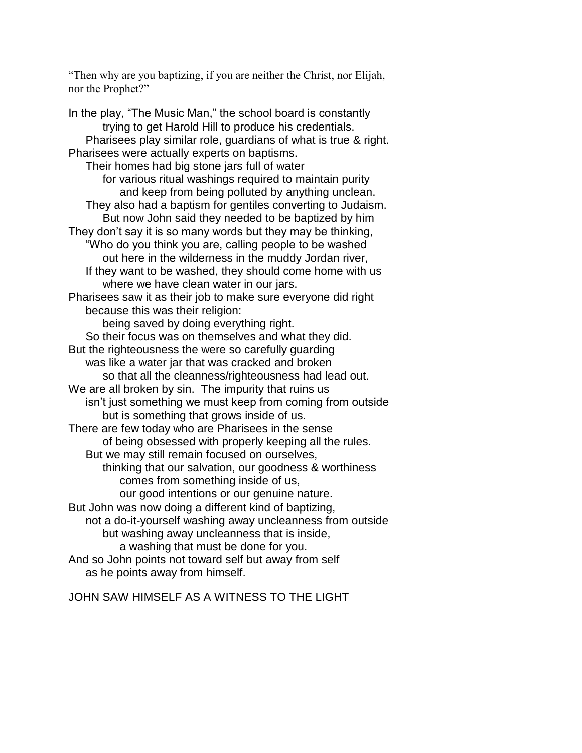"Then why are you baptizing, if you are neither the Christ, nor Elijah, nor the Prophet?"

In the play, "The Music Man," the school board is constantly
trying to get Harold Hill to produce his credentials.
Pharisees play similar role, guardians of what is true & right.
Pharisees were actually experts on baptisms.
Their homes had big stone jars full of water
for various ritual washings required to maintain purity
and keep from being polluted by anything unclean.
They also had a baptism for gentiles converting to Judaism.
But now John said they needed to be baptized by him
They don't say it is so many words but they may be thinking,
"Who do you think you are, calling people to be washed
out here in the wilderness in the muddy Jordan river,
If they want to be washed, they should come home with us
where we have clean water in our jars.
Pharisees saw it as their job to make sure everyone did right
because this was their religion:
being saved by doing everything right.
So their focus was on themselves and what they did.
But the righteousness the were so carefully guarding
was like a water jar that was cracked and broken
so that all the cleanness/righteousness had lead out.
We are all broken by sin. The impurity that ruins us
isn't just something we must keep from coming from outside
but is something that grows inside of us.
There are few today who are Pharisees in the sense
of being obsessed with properly keeping all the rules.
But we may still remain focused on ourselves,
thinking that our salvation, our goodness & worthiness
comes from something inside of us,
our good intentions or our genuine nature.
But John was now doing a different kind of baptizing,
not a do-it-yourself washing away uncleanness from outside
but washing away uncleanness that is inside,
a washing that must be done for you.
And so John points not toward self but away from self
as he points away from himself.

JOHN SAW HIMSELF AS A WITNESS TO THE LIGHT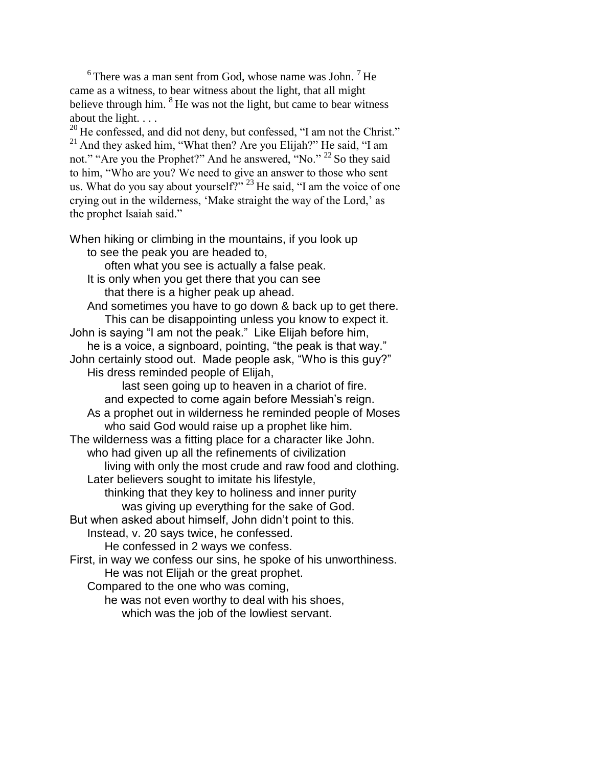[6] There was a man sent from God, whose name was John. [7] He came as a witness, to bear witness about the light, that all might believe through him. [8] He was not the light, but came to bear witness about the light. . . .

[20] He confessed, and did not deny, but confessed, "I am not the Christ." [21] And they asked him, "What then? Are you Elijah?" He said, "I am not." "Are you the Prophet?" And he answered, "No." [22] So they said to him, "Who are you? We need to give an answer to those who sent us. What do you say about yourself?" [23] He said, "I am the voice of one crying out in the wilderness, 'Make straight the way of the Lord,' as the prophet Isaiah said."

When hiking or climbing in the mountains, if you look up
to see the peak you are headed to,
often what you see is actually a false peak.
It is only when you get there that you can see
that there is a higher peak up ahead.
And sometimes you have to go down & back up to get there.
This can be disappointing unless you know to expect it.
John is saying "I am not the peak." Like Elijah before him,
he is a voice, a signboard, pointing, "the peak is that way."
John certainly stood out. Made people ask, "Who is this guy?"
His dress reminded people of Elijah,
last seen going up to heaven in a chariot of fire.
and expected to come again before Messiah's reign.
As a prophet out in wilderness he reminded people of Moses
who said God would raise up a prophet like him.
The wilderness was a fitting place for a character like John.
who had given up all the refinements of civilization
living with only the most crude and raw food and clothing.
Later believers sought to imitate his lifestyle,
thinking that they key to holiness and inner purity
was giving up everything for the sake of God.
But when asked about himself, John didn't point to this.
Instead, v. 20 says twice, he confessed.
He confessed in 2 ways we confess.
First, in way we confess our sins, he spoke of his unworthiness.
He was not Elijah or the great prophet.
Compared to the one who was coming,
he was not even worthy to deal with his shoes,
which was the job of the lowliest servant.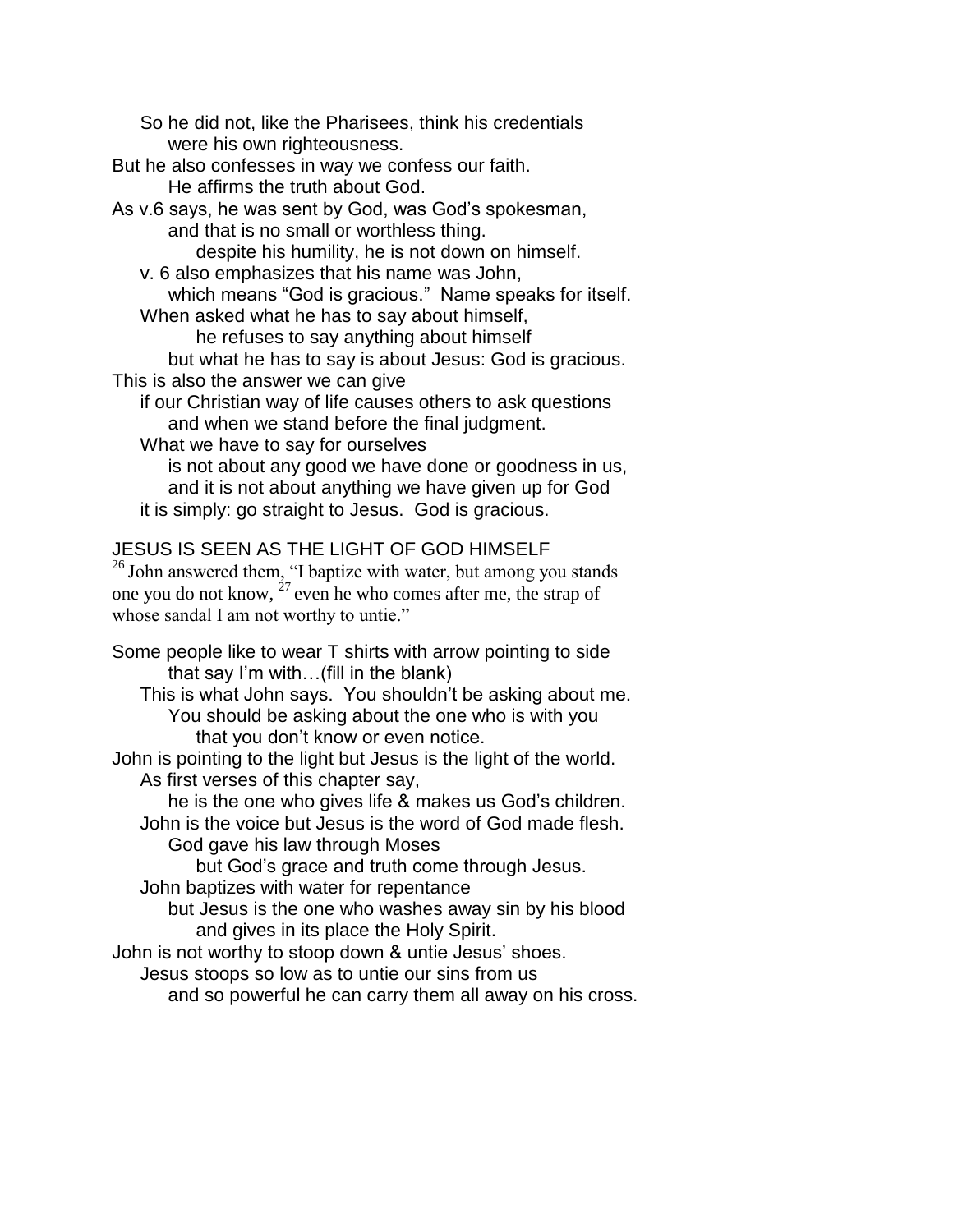So he did not, like the Pharisees, think his credentials
were his own righteousness.

But he also confesses in way we confess our faith.
He affirms the truth about God.

As v.6 says, he was sent by God, was God's spokesman,
and that is no small or worthless thing.
despite his humility, he is not down on himself.
v. 6 also emphasizes that his name was John,
which means "God is gracious." Name speaks for itself.
When asked what he has to say about himself,
he refuses to say anything about himself
but what he has to say is about Jesus: God is gracious.

This is also the answer we can give
if our Christian way of life causes others to ask questions
and when we stand before the final judgment.
What we have to say for ourselves
is not about any good we have done or goodness in us,
and it is not about anything we have given up for God
it is simply: go straight to Jesus. God is gracious.

## JESUS IS SEEN AS THE LIGHT OF GOD HIMSELF

[26] John answered them, "I baptize with water, but among you stands one you do not know, [27] even he who comes after me, the strap of whose sandal I am not worthy to untie."

Some people like to wear T shirts with arrow pointing to side
that say I'm with…(fill in the blank)
This is what John says. You shouldn't be asking about me.
You should be asking about the one who is with you
that you don't know or even notice.

John is pointing to the light but Jesus is the light of the world.
As first verses of this chapter say,
he is the one who gives life & makes us God's children.
John is the voice but Jesus is the word of God made flesh.
God gave his law through Moses
but God's grace and truth come through Jesus.
John baptizes with water for repentance
but Jesus is the one who washes away sin by his blood
and gives in its place the Holy Spirit.

John is not worthy to stoop down & untie Jesus' shoes.
Jesus stoops so low as to untie our sins from us
and so powerful he can carry them all away on his cross.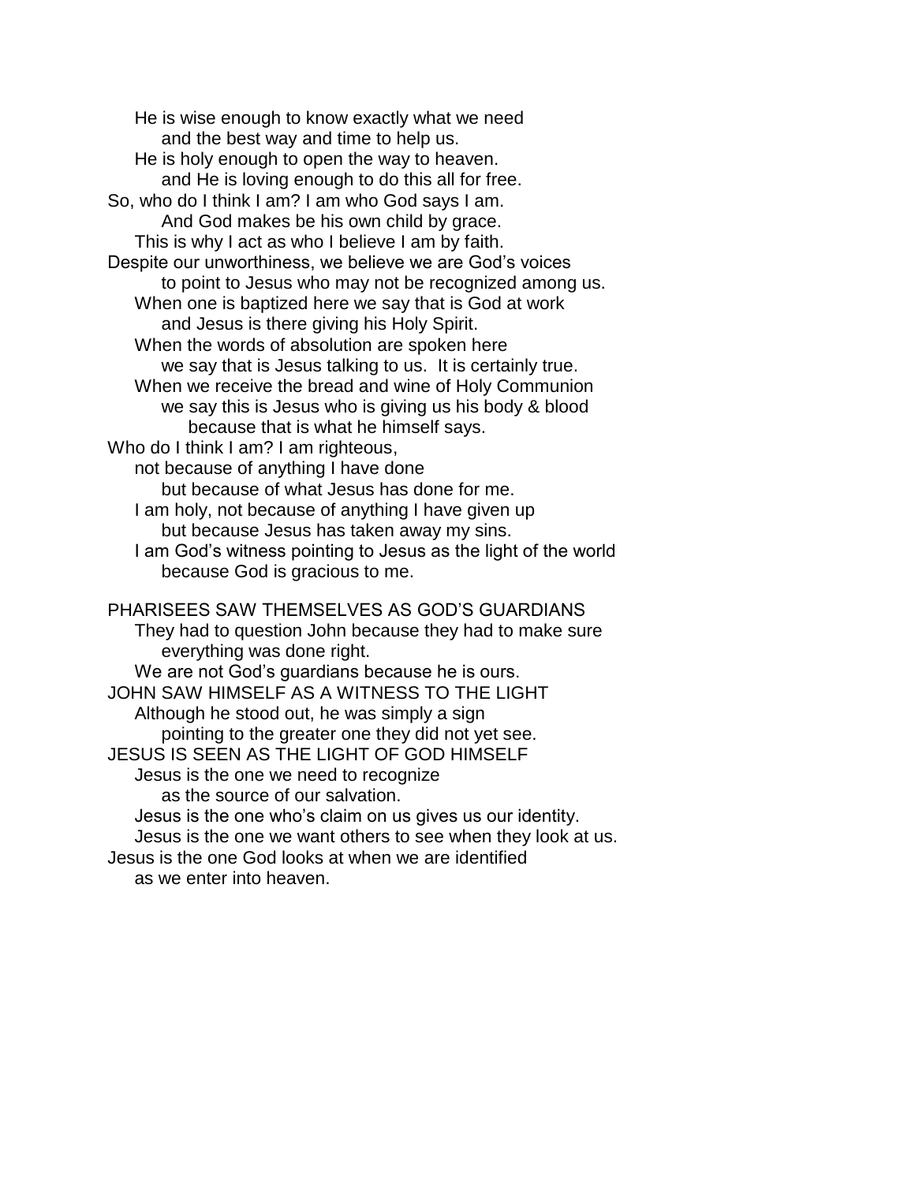He is wise enough to know exactly what we need
and the best way and time to help us.
He is holy enough to open the way to heaven.
and He is loving enough to do this all for free.

So, who do I think I am? I am who God says I am.
And God makes be his own child by grace.
This is why I act as who I believe I am by faith.

Despite our unworthiness, we believe we are God's voices
to point to Jesus who may not be recognized among us.
When one is baptized here we say that is God at work
and Jesus is there giving his Holy Spirit.
When the words of absolution are spoken here
we say that is Jesus talking to us. It is certainly true.
When we receive the bread and wine of Holy Communion
we say this is Jesus who is giving us his body & blood
because that is what he himself says.

Who do I think I am? I am righteous,
not because of anything I have done
but because of what Jesus has done for me.
I am holy, not because of anything I have given up
but because Jesus has taken away my sins.
I am God's witness pointing to Jesus as the light of the world
because God is gracious to me.

PHARISEES SAW THEMSELVES AS GOD'S GUARDIANS

They had to question John because they had to make sure
everything was done right.
We are not God's guardians because he is ours.

JOHN SAW HIMSELF AS A WITNESS TO THE LIGHT

Although he stood out, he was simply a sign
pointing to the greater one they did not yet see.

JESUS IS SEEN AS THE LIGHT OF GOD HIMSELF

Jesus is the one we need to recognize
as the source of our salvation.
Jesus is the one who's claim on us gives us our identity.
Jesus is the one we want others to see when they look at us.

Jesus is the one God looks at when we are identified
as we enter into heaven.